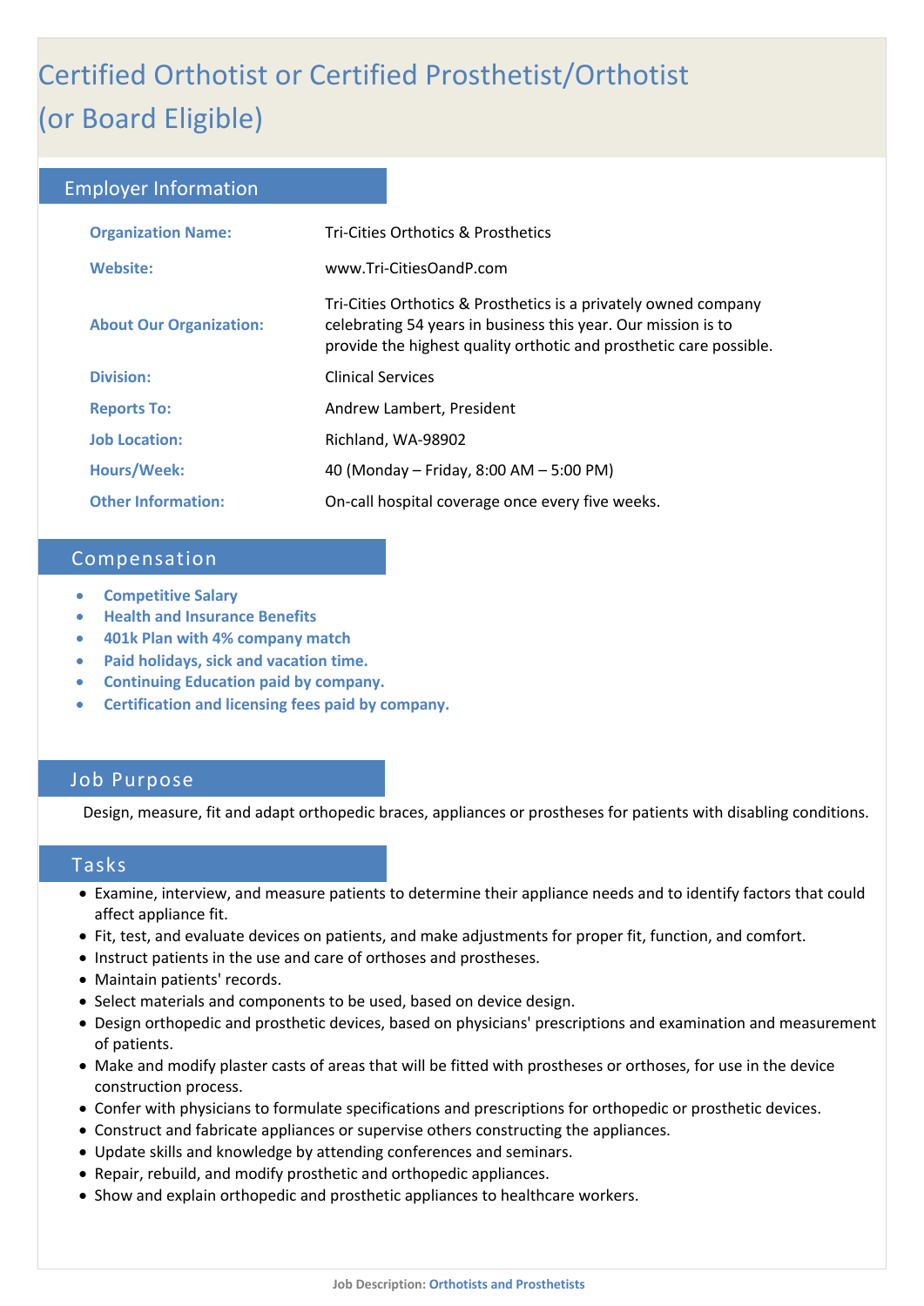# Certified Orthotist or Certified Prosthetist/Orthotist (or Board Eligible)

## Employer Information

| | |
|---|---|
| **Organization Name:** | Tri-Cities Orthotics & Prosthetics |
| **Website:** | www.Tri-CitiesOandP.com |
| **About Our Organization:** | Tri-Cities Orthotics & Prosthetics is a privately owned company celebrating 54 years in business this year. Our mission is to provide the highest quality orthotic and prosthetic care possible. |
| **Division:** | Clinical Services |
| **Reports To:** | Andrew Lambert, President |
| **Job Location:** | Richland, WA-98902 |
| **Hours/Week:** | 40 (Monday – Friday, 8:00 AM – 5:00 PM) |
| **Other Information:** | On-call hospital coverage once every five weeks. |

## Compensation

- **Competitive Salary**
- **Health and Insurance Benefits**
- **401k Plan with 4% company match**
- **Paid holidays, sick and vacation time.**
- **Continuing Education paid by company.**
- **Certification and licensing fees paid by company.**

## Job Purpose

Design, measure, fit and adapt orthopedic braces, appliances or prostheses for patients with disabling conditions.

## Tasks

- Examine, interview, and measure patients to determine their appliance needs and to identify factors that could affect appliance fit.
- Fit, test, and evaluate devices on patients, and make adjustments for proper fit, function, and comfort.
- Instruct patients in the use and care of orthoses and prostheses.
- Maintain patients' records.
- Select materials and components to be used, based on device design.
- Design orthopedic and prosthetic devices, based on physicians' prescriptions and examination and measurement of patients.
- Make and modify plaster casts of areas that will be fitted with prostheses or orthoses, for use in the device construction process.
- Confer with physicians to formulate specifications and prescriptions for orthopedic or prosthetic devices.
- Construct and fabricate appliances or supervise others constructing the appliances.
- Update skills and knowledge by attending conferences and seminars.
- Repair, rebuild, and modify prosthetic and orthopedic appliances.
- Show and explain orthopedic and prosthetic appliances to healthcare workers.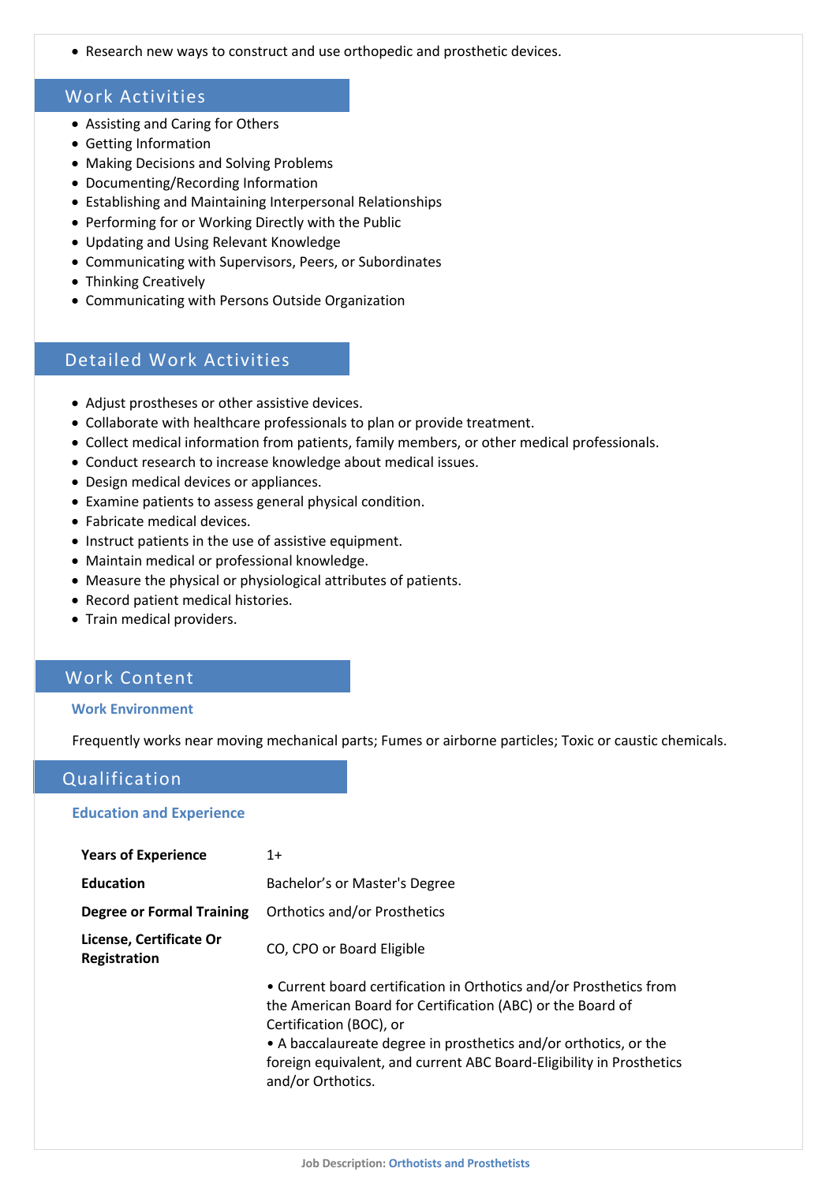- Research new ways to construct and use orthopedic and prosthetic devices.

## Work Activities

- Assisting and Caring for Others
- Getting Information
- Making Decisions and Solving Problems
- Documenting/Recording Information
- Establishing and Maintaining Interpersonal Relationships
- Performing for or Working Directly with the Public
- Updating and Using Relevant Knowledge
- Communicating with Supervisors, Peers, or Subordinates
- Thinking Creatively
- Communicating with Persons Outside Organization

## Detailed Work Activities

- Adjust prostheses or other assistive devices.
- Collaborate with healthcare professionals to plan or provide treatment.
- Collect medical information from patients, family members, or other medical professionals.
- Conduct research to increase knowledge about medical issues.
- Design medical devices or appliances.
- Examine patients to assess general physical condition.
- Fabricate medical devices.
- Instruct patients in the use of assistive equipment.
- Maintain medical or professional knowledge.
- Measure the physical or physiological attributes of patients.
- Record patient medical histories.
- Train medical providers.

## Work Content

### Work Environment

Frequently works near moving mechanical parts; Fumes or airborne particles; Toxic or caustic chemicals.

## Qualification

### Education and Experience

| | |
|---|---|
| **Years of Experience** | 1+ |
| **Education** | Bachelor’s or Master's Degree |
| **Degree or Formal Training** | Orthotics and/or Prosthetics |
| **License, Certificate Or Registration** | CO, CPO or Board Eligible |
| | • Current board certification in Orthotics and/or Prosthetics from the American Board for Certification (ABC) or the Board of Certification (BOC), or<br>• A baccalaureate degree in prosthetics and/or orthotics, or the foreign equivalent, and current ABC Board-Eligibility in Prosthetics and/or Orthotics. |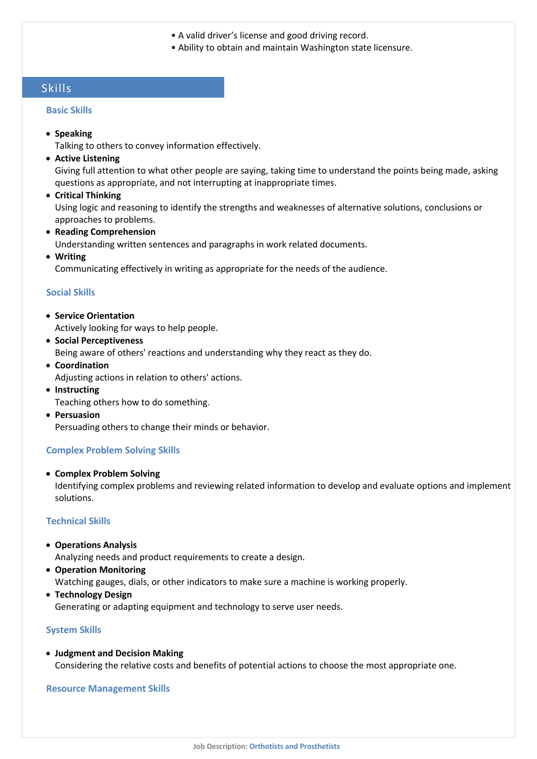- A valid driver's license and good driving record.
- Ability to obtain and maintain Washington state licensure.

## Skills

### Basic Skills

- **Speaking**
  Talking to others to convey information effectively.
- **Active Listening**
  Giving full attention to what other people are saying, taking time to understand the points being made, asking questions as appropriate, and not interrupting at inappropriate times.
- **Critical Thinking**
  Using logic and reasoning to identify the strengths and weaknesses of alternative solutions, conclusions or approaches to problems.
- **Reading Comprehension**
  Understanding written sentences and paragraphs in work related documents.
- **Writing**
  Communicating effectively in writing as appropriate for the needs of the audience.

### Social Skills

- **Service Orientation**
  Actively looking for ways to help people.
- **Social Perceptiveness**
  Being aware of others' reactions and understanding why they react as they do.
- **Coordination**
  Adjusting actions in relation to others' actions.
- **Instructing**
  Teaching others how to do something.
- **Persuasion**
  Persuading others to change their minds or behavior.

### Complex Problem Solving Skills

- **Complex Problem Solving**
  Identifying complex problems and reviewing related information to develop and evaluate options and implement solutions.

### Technical Skills

- **Operations Analysis**
  Analyzing needs and product requirements to create a design.
- **Operation Monitoring**
  Watching gauges, dials, or other indicators to make sure a machine is working properly.
- **Technology Design**
  Generating or adapting equipment and technology to serve user needs.

### System Skills

- **Judgment and Decision Making**
  Considering the relative costs and benefits of potential actions to choose the most appropriate one.

### Resource Management Skills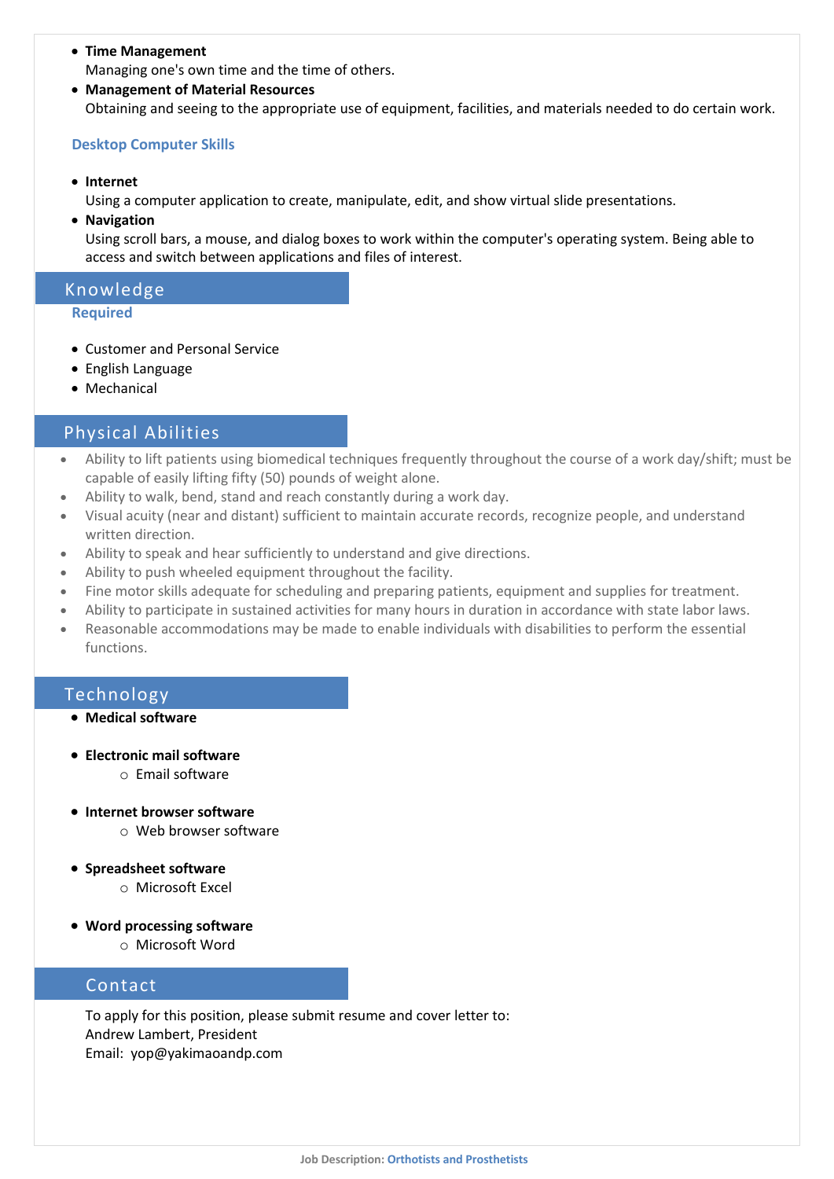- **Time Management**
  Managing one's own time and the time of others.
- **Management of Material Resources**
  Obtaining and seeing to the appropriate use of equipment, facilities, and materials needed to do certain work.

### Desktop Computer Skills

- **Internet**
  Using a computer application to create, manipulate, edit, and show virtual slide presentations.
- **Navigation**
  Using scroll bars, a mouse, and dialog boxes to work within the computer's operating system. Being able to access and switch between applications and files of interest.

## Knowledge

### Required

- Customer and Personal Service
- English Language
- Mechanical

## Physical Abilities

- Ability to lift patients using biomedical techniques frequently throughout the course of a work day/shift; must be capable of easily lifting fifty (50) pounds of weight alone.
- Ability to walk, bend, stand and reach constantly during a work day.
- Visual acuity (near and distant) sufficient to maintain accurate records, recognize people, and understand written direction.
- Ability to speak and hear sufficiently to understand and give directions.
- Ability to push wheeled equipment throughout the facility.
- Fine motor skills adequate for scheduling and preparing patients, equipment and supplies for treatment.
- Ability to participate in sustained activities for many hours in duration in accordance with state labor laws.
- Reasonable accommodations may be made to enable individuals with disabilities to perform the essential functions.

## Technology

- **Medical software**
- **Electronic mail software**
  - Email software
- **Internet browser software**
  - Web browser software
- **Spreadsheet software**
  - Microsoft Excel
- **Word processing software**
  - Microsoft Word

## Contact

To apply for this position, please submit resume and cover letter to:
Andrew Lambert, President
Email: yop@yakimaoandp.com